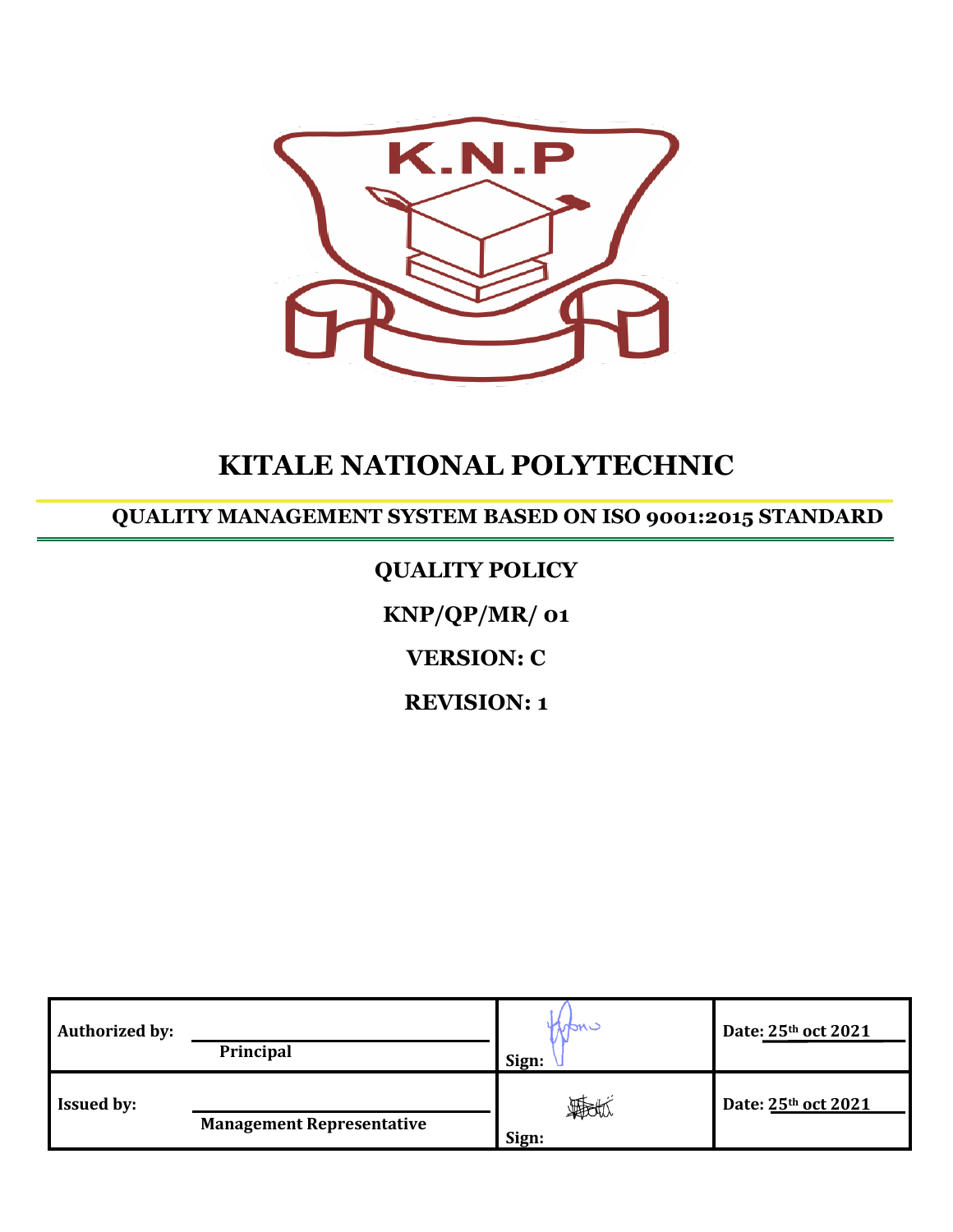K.N.P

# KITALE NATIONAL POLYTECHNIC

## QUALITY MANAGEMENT SYSTEM BASED ON ISO 9001:2015 STANDARD

**QUALITY POLICY**

**KNP/QP/MR/ 01**

**VERSION: C**

**REVISION: 1**

| | | | |
|---|---|---|---|
| **Authorized by:** | **Principal** | **Sign:** | **Date: 25th oct 2021** |
| **Issued by:** | **Management Representative** | **Sign:** | **Date: 25th oct 2021** |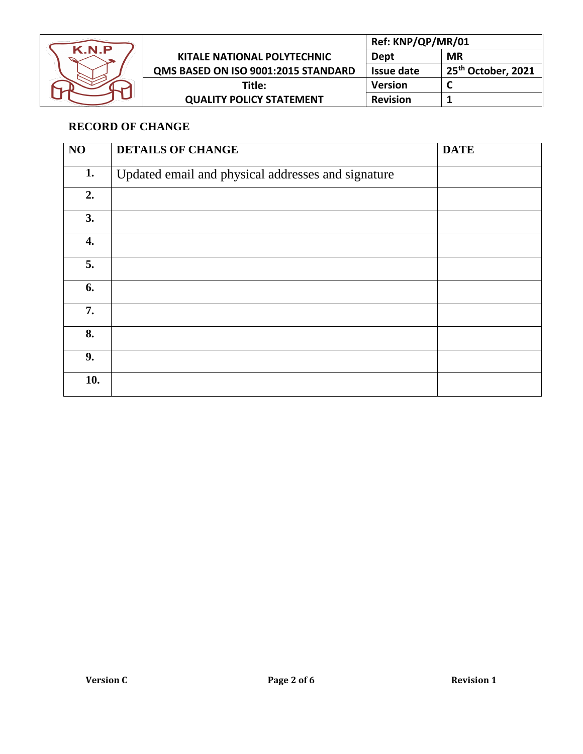## RECORD OF CHANGE

| NO | DETAILS OF CHANGE | DATE |
|---|---|---|
| 1. | Updated email and physical addresses and signature | |
| 2. | | |
| 3. | | |
| 4. | | |
| 5. | | |
| 6. | | |
| 7. | | |
| 8. | | |
| 9. | | |
| 10. | | |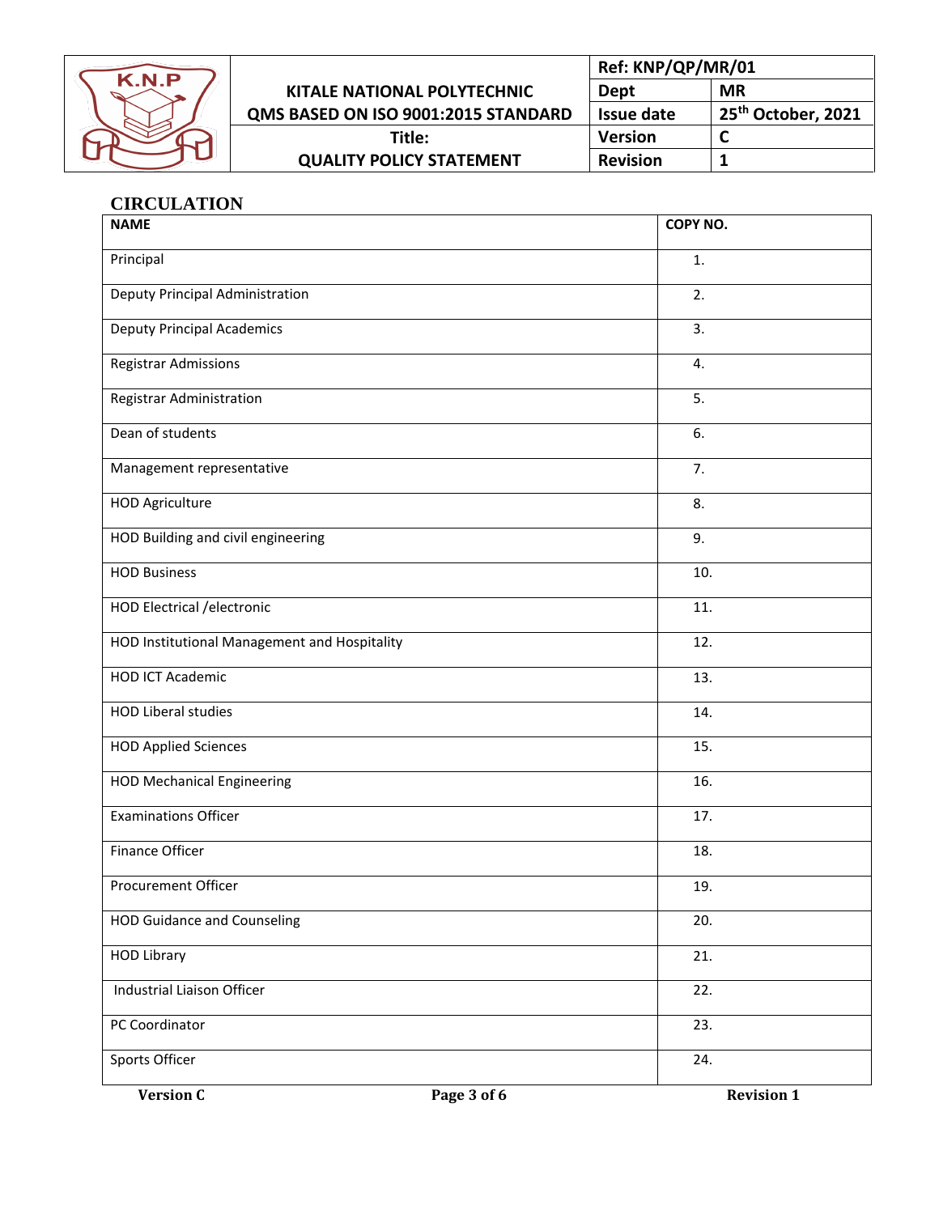## CIRCULATION

| NAME | COPY NO. |
|---|---|
| Principal | 1. |
| Deputy Principal Administration | 2. |
| Deputy Principal Academics | 3. |
| Registrar Admissions | 4. |
| Registrar Administration | 5. |
| Dean of students | 6. |
| Management representative | 7. |
| HOD Agriculture | 8. |
| HOD Building and civil engineering | 9. |
| HOD Business | 10. |
| HOD Electrical /electronic | 11. |
| HOD Institutional Management and Hospitality | 12. |
| HOD ICT Academic | 13. |
| HOD Liberal studies | 14. |
| HOD Applied Sciences | 15. |
| HOD Mechanical Engineering | 16. |
| Examinations Officer | 17. |
| Finance Officer | 18. |
| Procurement Officer | 19. |
| HOD Guidance and Counseling | 20. |
| HOD Library | 21. |
| Industrial Liaison Officer | 22. |
| PC Coordinator | 23. |
| Sports Officer | 24. |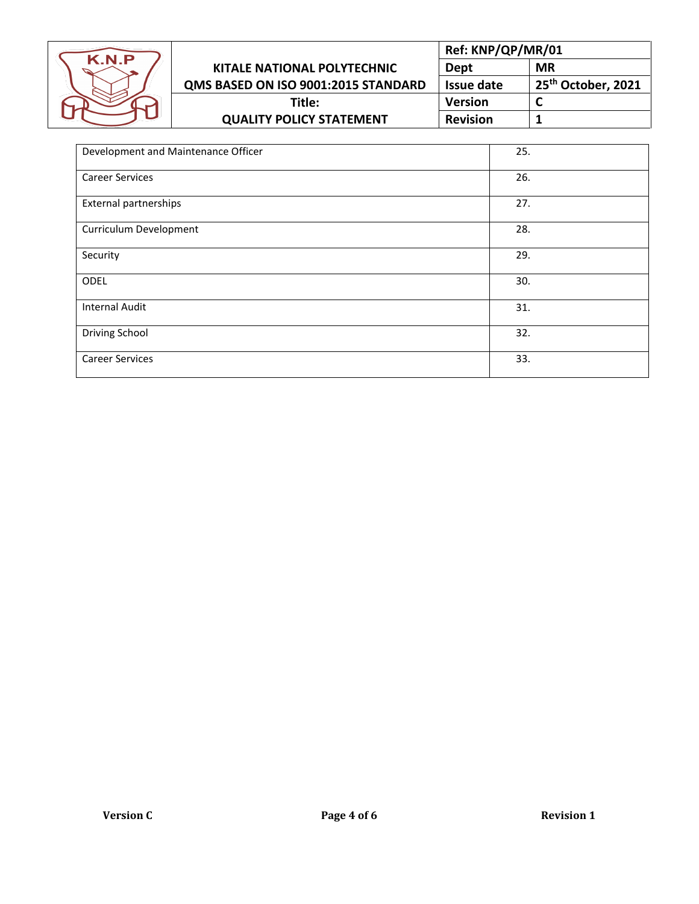| Development and Maintenance Officer | 25. |
|---|---|
| Career Services | 26. |
| External partnerships | 27. |
| Curriculum Development | 28. |
| Security | 29. |
| ODEL | 30. |
| Internal Audit | 31. |
| Driving School | 32. |
| Career Services | 33. |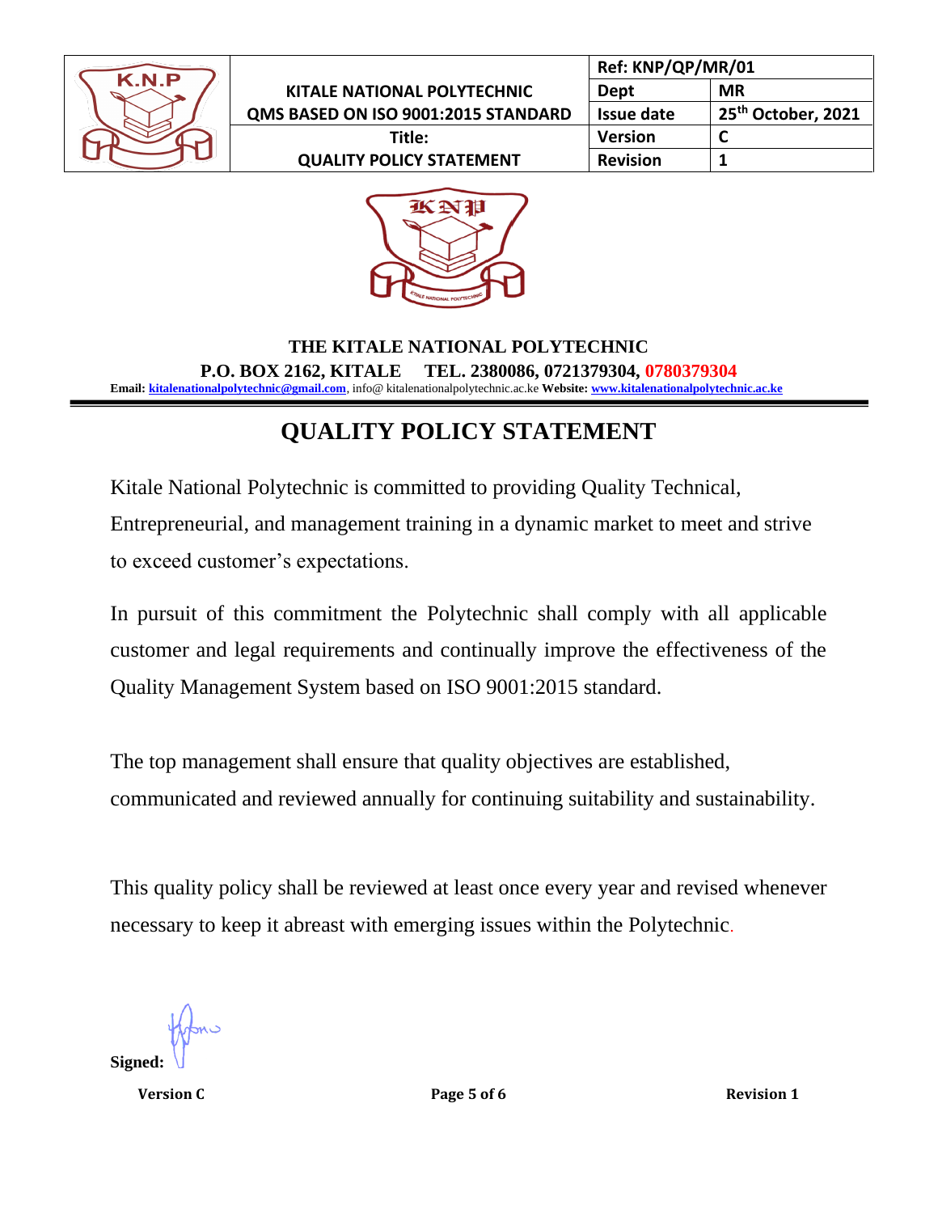| KITALE NATIONAL POLYTECHNIC QMS BASED ON ISO 9001:2015 STANDARD | Ref: KNP/QP/MR/01 | |
|---|---|---|
| | Dept | MR |
| | Issue date | 25th October, 2021 |
| Title: QUALITY POLICY STATEMENT | Version | C |
| | Revision | 1 |

**THE KITALE NATIONAL POLYTECHNIC**
**P.O. BOX 2162, KITALE TEL. 2380086, 0721379304, 0780379304**
**Email:** kitalenationalpolytechnic@gmail.com, info@ kitalenationalpolytechnic.ac.ke **Website:** www.kitalenationalpolytechnic.ac.ke

# QUALITY POLICY STATEMENT

Kitale National Polytechnic is committed to providing Quality Technical, Entrepreneurial, and management training in a dynamic market to meet and strive to exceed customer's expectations.

In pursuit of this commitment the Polytechnic shall comply with all applicable customer and legal requirements and continually improve the effectiveness of the Quality Management System based on ISO 9001:2015 standard.

The top management shall ensure that quality objectives are established, communicated and reviewed annually for continuing suitability and sustainability.

This quality policy shall be reviewed at least once every year and revised whenever necessary to keep it abreast with emerging issues within the Polytechnic.

**Signed:**

**Version C** **Revision 1**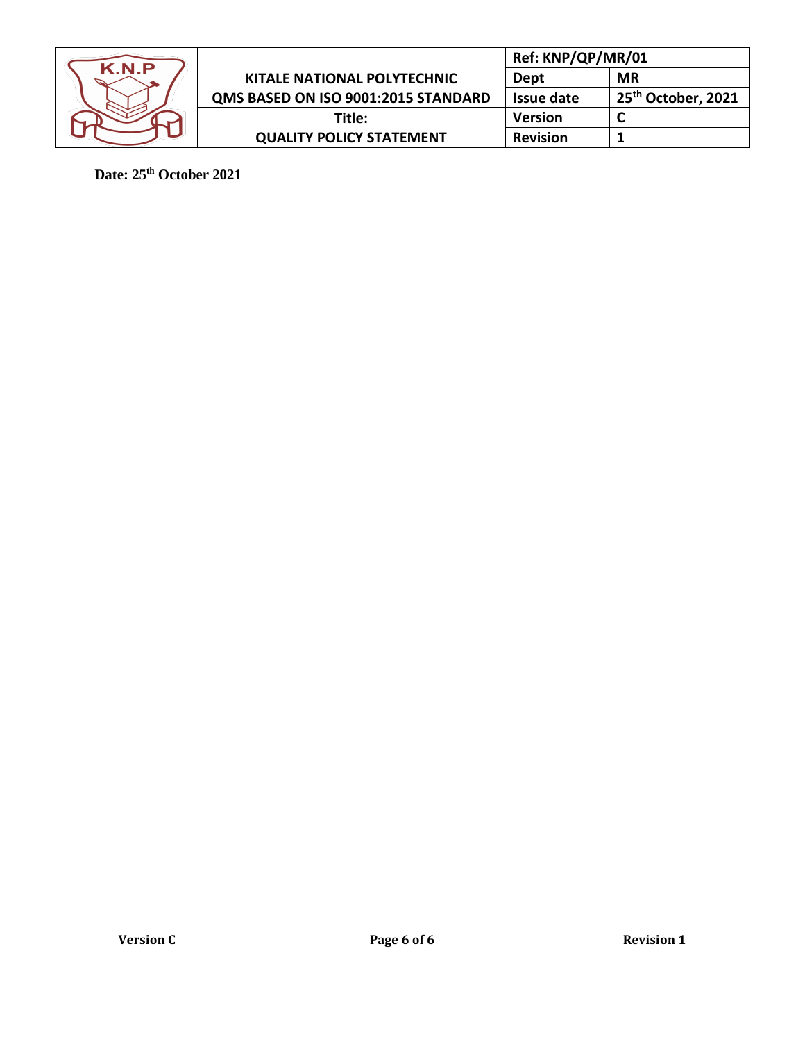Date: 25th October 2021